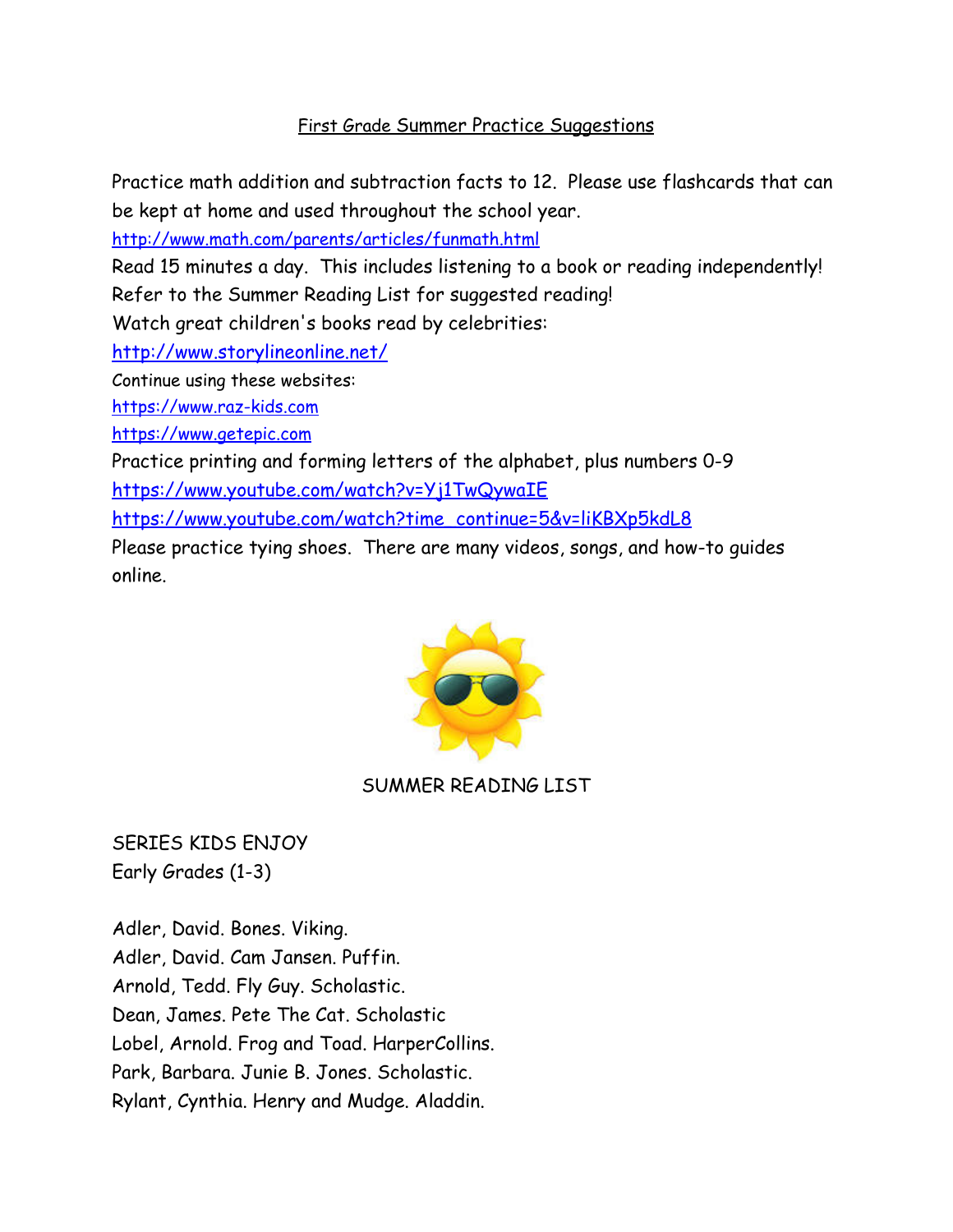# First Grade Summer Practice Suggestions

Practice math addition and subtraction facts to 12. Please use flashcards that can be kept at home and used throughout the school year.

http://www.math.com/parents/articles/funmath.html

Read 15 minutes a day. This includes listening to a book or reading independently!

Refer to the Summer Reading List for suggested reading!

Watch great children's books read by celebrities:

http://www.storylineonline.net/

Continue using these websites:

https://www.raz-kids.com

https://www.getepic.com

Practice printing and forming letters of the alphabet, plus numbers 0-9

https://www.youtube.com/watch?v=Yj1TwQywaIE

https://www.youtube.com/watch?time_continue=5&v=liKBXp5kdL8

Please practice tying shoes. There are many videos, songs, and how-to guides online.

## SUMMER READING LIST

SERIES KIDS ENJOY

Early Grades (1-3)

Adler, David. Bones. Viking.

Adler, David. Cam Jansen. Puffin.

Arnold, Tedd. Fly Guy. Scholastic.

Dean, James. Pete The Cat. Scholastic

Lobel, Arnold. Frog and Toad. HarperCollins.

Park, Barbara. Junie B. Jones. Scholastic.

Rylant, Cynthia. Henry and Mudge. Aladdin.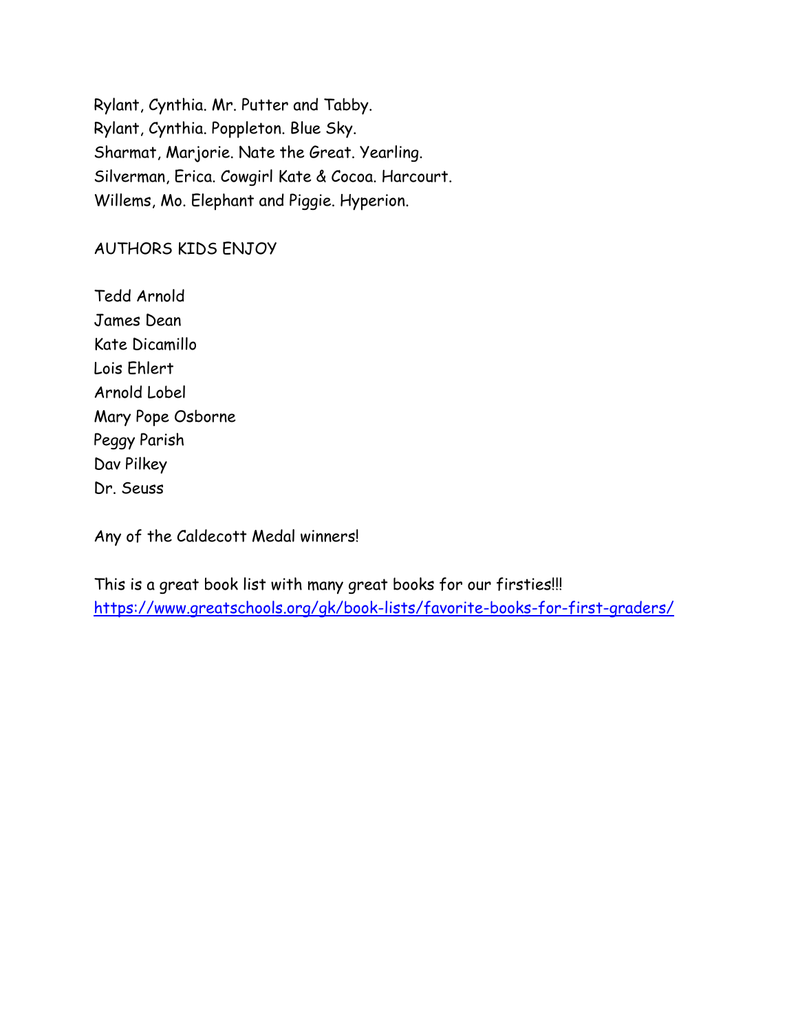Rylant, Cynthia. Mr. Putter and Tabby.
Rylant, Cynthia. Poppleton. Blue Sky.
Sharmat, Marjorie. Nate the Great. Yearling.
Silverman, Erica. Cowgirl Kate & Cocoa. Harcourt.
Willems, Mo. Elephant and Piggie. Hyperion.

AUTHORS KIDS ENJOY

Tedd Arnold
James Dean
Kate Dicamillo
Lois Ehlert
Arnold Lobel
Mary Pope Osborne
Peggy Parish
Dav Pilkey
Dr. Seuss

Any of the Caldecott Medal winners!

This is a great book list with many great books for our firsties!!!
[https://www.greatschools.org/gk/book-lists/favorite-books-for-first-graders/](https://www.greatschools.org/gk/book-lists/favorite-books-for-first-graders/)